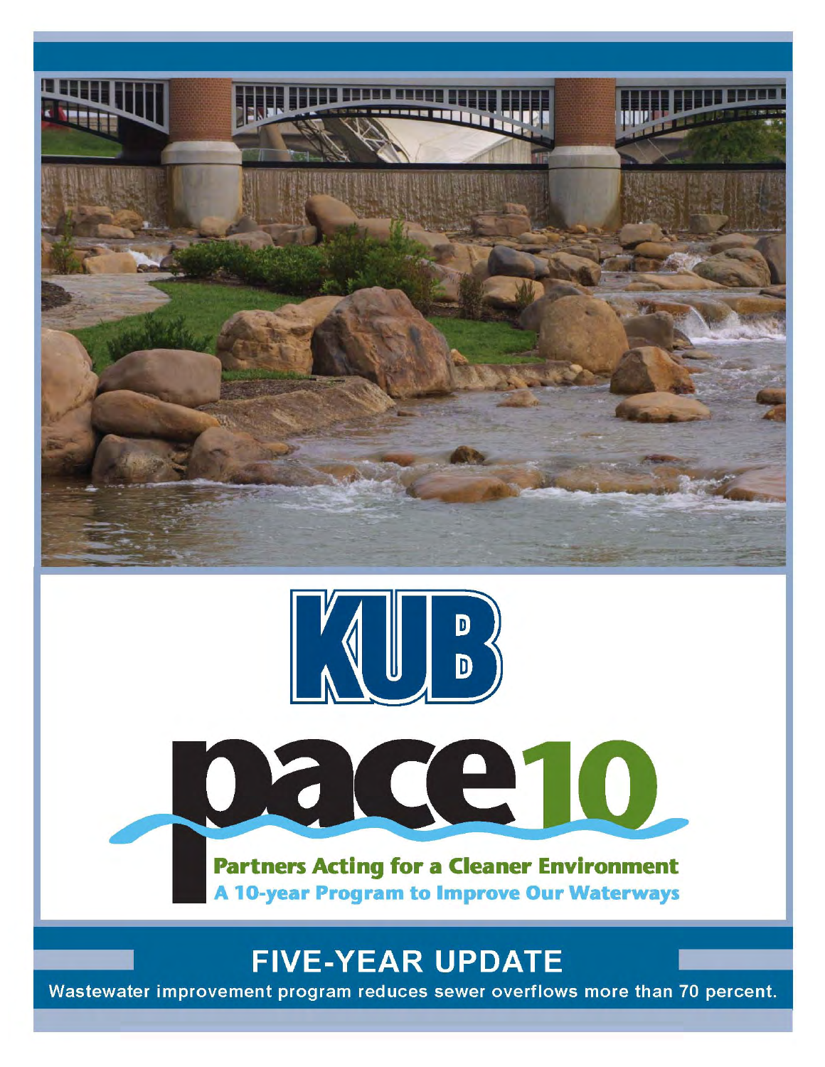# KUB

# pace10

**Partners Acting for a Cleaner Environment**

**A 10-year Program to Improve Our Waterways**

## FIVE-YEAR UPDATE

Wastewater improvement program reduces sewer overflows more than 70 percent.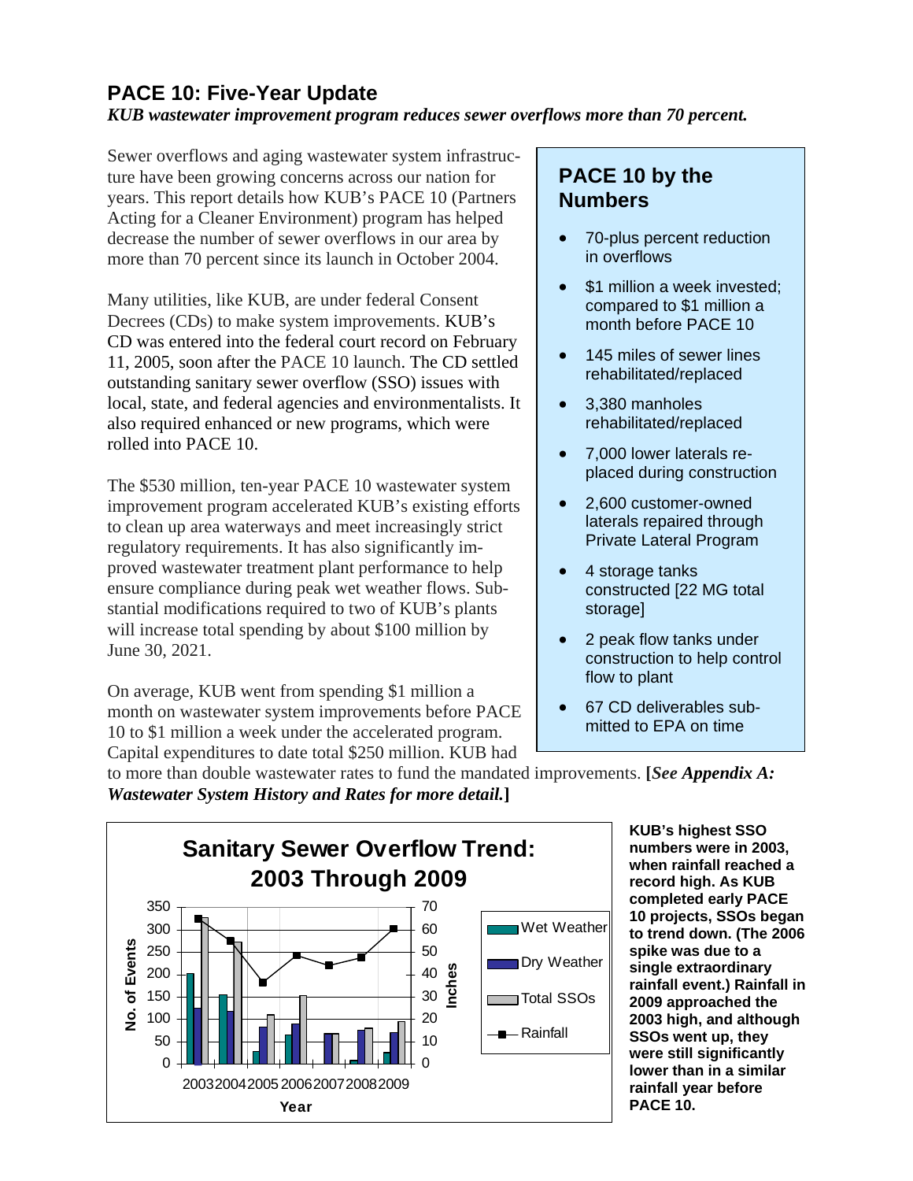## PACE 10: Five-Year Update

***KUB wastewater improvement program reduces sewer overflows more than 70 percent.***

Sewer overflows and aging wastewater system infrastructure have been growing concerns across our nation for years. This report details how KUB's PACE 10 (Partners Acting for a Cleaner Environment) program has helped decrease the number of sewer overflows in our area by more than 70 percent since its launch in October 2004.

Many utilities, like KUB, are under federal Consent Decrees (CDs) to make system improvements. KUB's CD was entered into the federal court record on February 11, 2005, soon after the PACE 10 launch. The CD settled outstanding sanitary sewer overflow (SSO) issues with local, state, and federal agencies and environmentalists. It also required enhanced or new programs, which were rolled into PACE 10.

The $530 million, ten-year PACE 10 wastewater system improvement program accelerated KUB's existing efforts to clean up area waterways and meet increasingly strict regulatory requirements. It has also significantly improved wastewater treatment plant performance to help ensure compliance during peak wet weather flows. Substantial modifications required to two of KUB's plants will increase total spending by about $100 million by June 30, 2021.

On average, KUB went from spending $1 million a month on wastewater system improvements before PACE 10 to $1 million a week under the accelerated program. Capital expenditures to date total $250 million. KUB had to more than double wastewater rates to fund the mandated improvements. **[*See Appendix A: Wastewater System History and Rates for more detail.*]**

### PACE 10 by the Numbers

- 70-plus percent reduction in overflows
- $1 million a week invested; compared to $1 million a month before PACE 10
- 145 miles of sewer lines rehabilitated/replaced
- 3,380 manholes rehabilitated/replaced
- 7,000 lower laterals replaced during construction
- 2,600 customer-owned laterals repaired through Private Lateral Program
- 4 storage tanks constructed [22 MG total storage]
- 2 peak flow tanks under construction to help control flow to plant
- 67 CD deliverables submitted to EPA on time

**Sanitary Sewer Overflow Trend: 2003 Through 2009**

(Chart: No. of Events (0–350) and Inches (0–70) by Year 2003–2009; series: Wet Weather, Dry Weather, Total SSOs, Rainfall)

**KUB's highest SSO numbers were in 2003, when rainfall reached a record high. As KUB completed early PACE 10 projects, SSOs began to trend down. (The 2006 spike was due to a single extraordinary rainfall event.) Rainfall in 2009 approached the 2003 high, and although SSOs went up, they were still significantly lower than in a similar rainfall year before PACE 10.**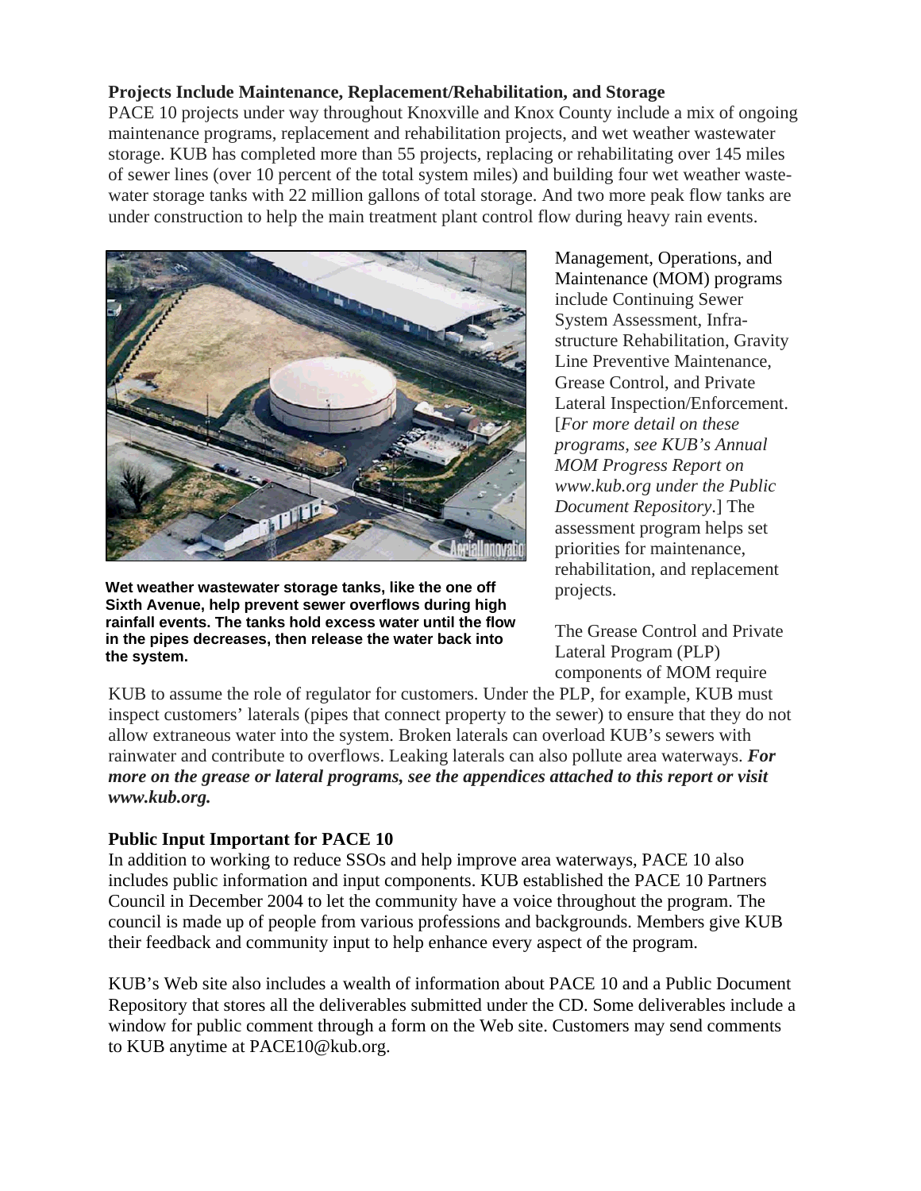### Projects Include Maintenance, Replacement/Rehabilitation, and Storage

PACE 10 projects under way throughout Knoxville and Knox County include a mix of ongoing maintenance programs, replacement and rehabilitation projects, and wet weather wastewater storage. KUB has completed more than 55 projects, replacing or rehabilitating over 145 miles of sewer lines (over 10 percent of the total system miles) and building four wet weather wastewater storage tanks with 22 million gallons of total storage. And two more peak flow tanks are under construction to help the main treatment plant control flow during heavy rain events.

**Wet weather wastewater storage tanks, like the one off Sixth Avenue, help prevent sewer overflows during high rainfall events. The tanks hold excess water until the flow in the pipes decreases, then release the water back into the system.**

Management, Operations, and Maintenance (MOM) programs include Continuing Sewer System Assessment, Infrastructure Rehabilitation, Gravity Line Preventive Maintenance, Grease Control, and Private Lateral Inspection/Enforcement. [*For more detail on these programs, see KUB's Annual MOM Progress Report on www.kub.org under the Public Document Repository*.] The assessment program helps set priorities for maintenance, rehabilitation, and replacement projects.

The Grease Control and Private Lateral Program (PLP) components of MOM require KUB to assume the role of regulator for customers. Under the PLP, for example, KUB must inspect customers' laterals (pipes that connect property to the sewer) to ensure that they do not allow extraneous water into the system. Broken laterals can overload KUB's sewers with rainwater and contribute to overflows. Leaking laterals can also pollute area waterways. ***For more on the grease or lateral programs, see the appendices attached to this report or visit www.kub.org.***

### Public Input Important for PACE 10

In addition to working to reduce SSOs and help improve area waterways, PACE 10 also includes public information and input components. KUB established the PACE 10 Partners Council in December 2004 to let the community have a voice throughout the program. The council is made up of people from various professions and backgrounds. Members give KUB their feedback and community input to help enhance every aspect of the program.

KUB's Web site also includes a wealth of information about PACE 10 and a Public Document Repository that stores all the deliverables submitted under the CD. Some deliverables include a window for public comment through a form on the Web site. Customers may send comments to KUB anytime at PACE10@kub.org.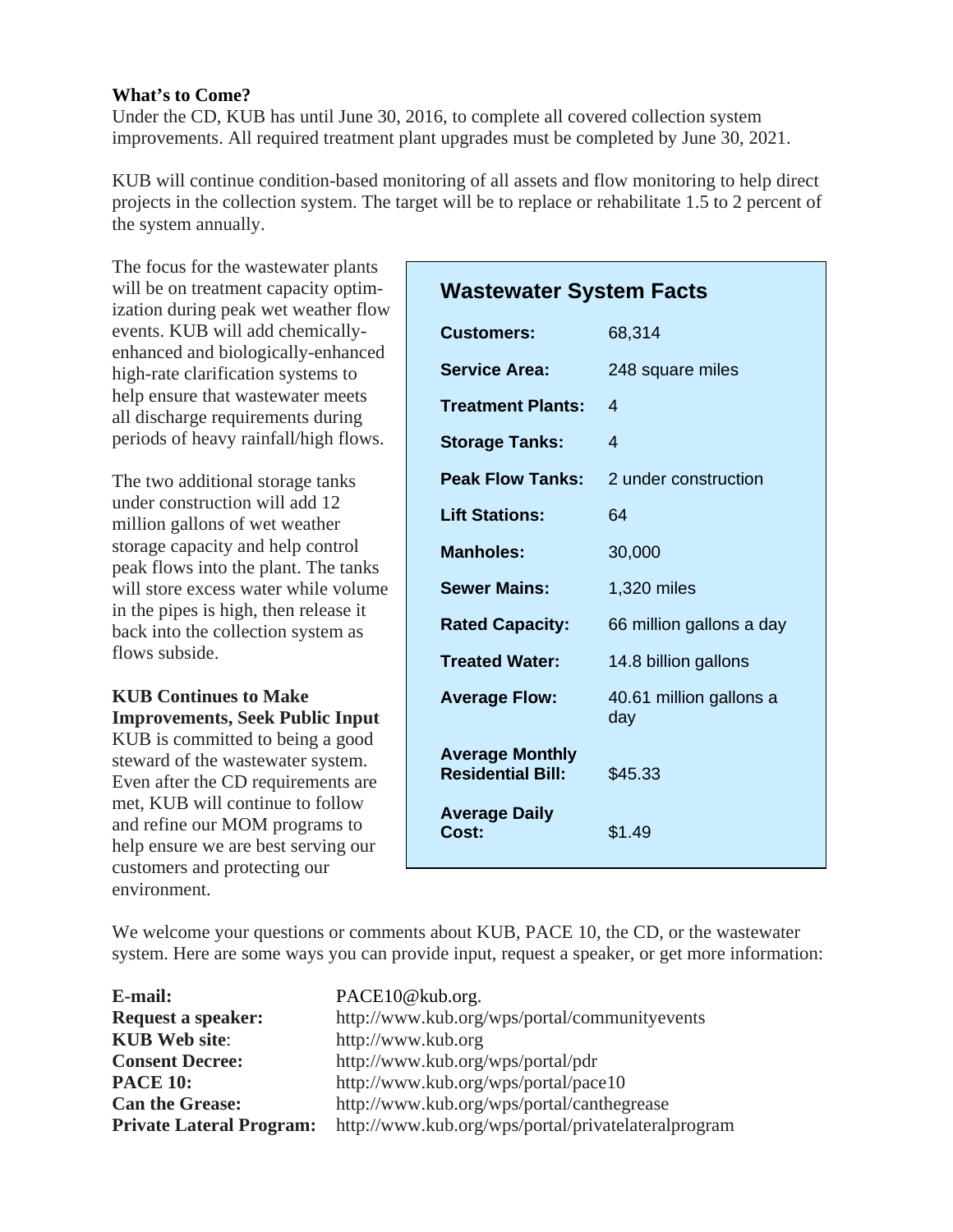**What's to Come?**

Under the CD, KUB has until June 30, 2016, to complete all covered collection system improvements. All required treatment plant upgrades must be completed by June 30, 2021.

KUB will continue condition-based monitoring of all assets and flow monitoring to help direct projects in the collection system. The target will be to replace or rehabilitate 1.5 to 2 percent of the system annually.

The focus for the wastewater plants will be on treatment capacity optimization during peak wet weather flow events. KUB will add chemically-enhanced and biologically-enhanced high-rate clarification systems to help ensure that wastewater meets all discharge requirements during periods of heavy rainfall/high flows.

The two additional storage tanks under construction will add 12 million gallons of wet weather storage capacity and help control peak flows into the plant. The tanks will store excess water while volume in the pipes is high, then release it back into the collection system as flows subside.

**KUB Continues to Make Improvements, Seek Public Input**

KUB is committed to being a good steward of the wastewater system. Even after the CD requirements are met, KUB will continue to follow and refine our MOM programs to help ensure we are best serving our customers and protecting our environment.

## Wastewater System Facts

| | |
|---|---|
| **Customers:** | 68,314 |
| **Service Area:** | 248 square miles |
| **Treatment Plants:** | 4 |
| **Storage Tanks:** | 4 |
| **Peak Flow Tanks:** | 2 under construction |
| **Lift Stations:** | 64 |
| **Manholes:** | 30,000 |
| **Sewer Mains:** | 1,320 miles |
| **Rated Capacity:** | 66 million gallons a day |
| **Treated Water:** | 14.8 billion gallons |
| **Average Flow:** | 40.61 million gallons a day |
| **Average Monthly Residential Bill:** | $45.33 |
| **Average Daily Cost:** | $1.49 |

We welcome your questions or comments about KUB, PACE 10, the CD, or the wastewater system. Here are some ways you can provide input, request a speaker, or get more information:

| | |
|---|---|
| **E-mail:** | PACE10@kub.org. |
| **Request a speaker:** | http://www.kub.org/wps/portal/communityevents |
| **KUB Web site**: | http://www.kub.org |
| **Consent Decree:** | http://www.kub.org/wps/portal/pdr |
| **PACE 10:** | http://www.kub.org/wps/portal/pace10 |
| **Can the Grease:** | http://www.kub.org/wps/portal/canthegrease |
| **Private Lateral Program:** | http://www.kub.org/wps/portal/privatelateralprogram |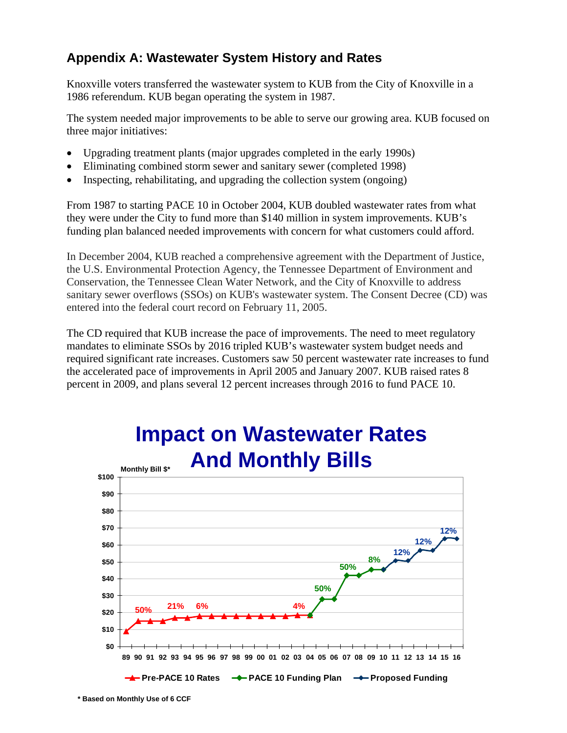## Appendix A: Wastewater System History and Rates

Knoxville voters transferred the wastewater system to KUB from the City of Knoxville in a 1986 referendum. KUB began operating the system in 1987.

The system needed major improvements to be able to serve our growing area. KUB focused on three major initiatives:

- Upgrading treatment plants (major upgrades completed in the early 1990s)
- Eliminating combined storm sewer and sanitary sewer (completed 1998)
- Inspecting, rehabilitating, and upgrading the collection system (ongoing)

From 1987 to starting PACE 10 in October 2004, KUB doubled wastewater rates from what they were under the City to fund more than $140 million in system improvements. KUB's funding plan balanced needed improvements with concern for what customers could afford.

In December 2004, KUB reached a comprehensive agreement with the Department of Justice, the U.S. Environmental Protection Agency, the Tennessee Department of Environment and Conservation, the Tennessee Clean Water Network, and the City of Knoxville to address sanitary sewer overflows (SSOs) on KUB's wastewater system. The Consent Decree (CD) was entered into the federal court record on February 11, 2005.

The CD required that KUB increase the pace of improvements. The need to meet regulatory mandates to eliminate SSOs by 2016 tripled KUB's wastewater system budget needs and required significant rate increases. Customers saw 50 percent wastewater rate increases to fund the accelerated pace of improvements in April 2005 and January 2007. KUB raised rates 8 percent in 2009, and plans several 12 percent increases through 2016 to fund PACE 10.

**Impact on Wastewater Rates And Monthly Bills**

Monthly Bill $*

Legend: Pre-PACE 10 Rates (89–04: 50% in 90, 21% in 93, 6% in 95, 4% in 03); PACE 10 Funding Plan (50% in 05, 50% in 07, 8% in 09); Proposed Funding (12% in 11, 12% in 13, 12% in 15)

\* Based on Monthly Use of 6 CCF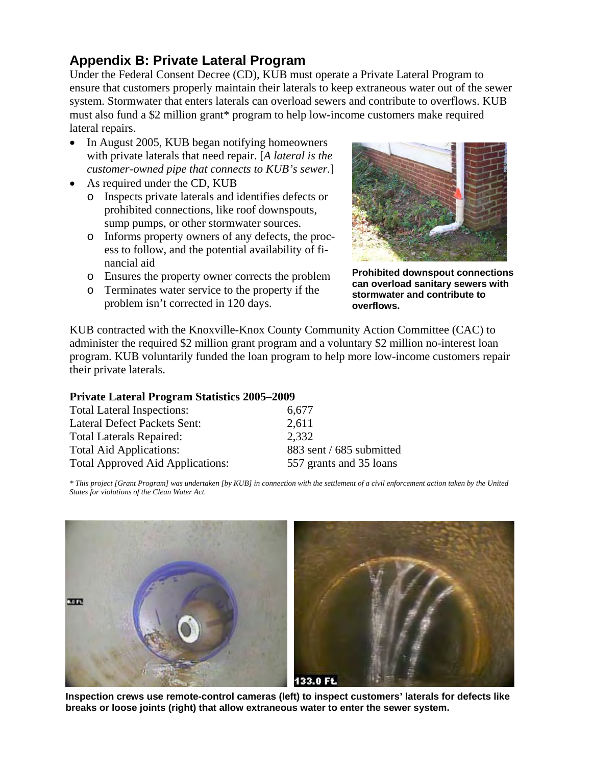## Appendix B: Private Lateral Program

Under the Federal Consent Decree (CD), KUB must operate a Private Lateral Program to ensure that customers properly maintain their laterals to keep extraneous water out of the sewer system. Stormwater that enters laterals can overload sewers and contribute to overflows. KUB must also fund a $2 million grant* program to help low-income customers make required lateral repairs.

- In August 2005, KUB began notifying homeowners with private laterals that need repair. [*A lateral is the customer-owned pipe that connects to KUB's sewer.*]
- As required under the CD, KUB
  - Inspects private laterals and identifies defects or prohibited connections, like roof downspouts, sump pumps, or other stormwater sources.
  - Informs property owners of any defects, the process to follow, and the potential availability of financial aid
  - Ensures the property owner corrects the problem
  - Terminates water service to the property if the problem isn't corrected in 120 days.

**Prohibited downspout connections can overload sanitary sewers with stormwater and contribute to overflows.**

KUB contracted with the Knoxville-Knox County Community Action Committee (CAC) to administer the required $2 million grant program and a voluntary $2 million no-interest loan program. KUB voluntarily funded the loan program to help more low-income customers repair their private laterals.

**Private Lateral Program Statistics 2005–2009**

| | |
|---|---|
| Total Lateral Inspections: | 6,677 |
| Lateral Defect Packets Sent: | 2,611 |
| Total Laterals Repaired: | 2,332 |
| Total Aid Applications: | 883 sent / 685 submitted |
| Total Approved Aid Applications: | 557 grants and 35 loans |

*\* This project [Grant Program] was undertaken [by KUB] in connection with the settlement of a civil enforcement action taken by the United States for violations of the Clean Water Act.*

**Inspection crews use remote-control cameras (left) to inspect customers' laterals for defects like breaks or loose joints (right) that allow extraneous water to enter the sewer system.**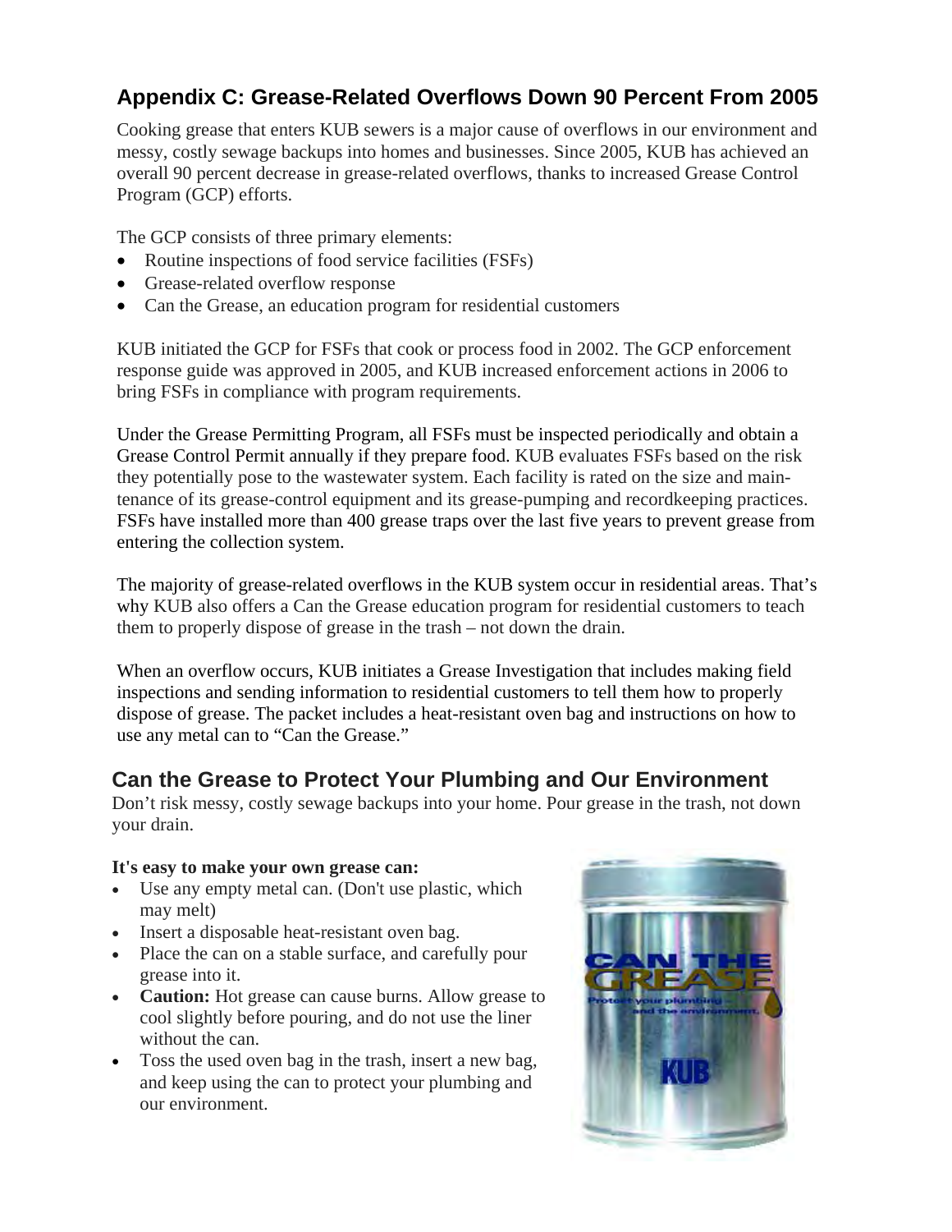## Appendix C: Grease-Related Overflows Down 90 Percent From 2005

Cooking grease that enters KUB sewers is a major cause of overflows in our environment and messy, costly sewage backups into homes and businesses. Since 2005, KUB has achieved an overall 90 percent decrease in grease-related overflows, thanks to increased Grease Control Program (GCP) efforts.

The GCP consists of three primary elements:

- Routine inspections of food service facilities (FSFs)
- Grease-related overflow response
- Can the Grease, an education program for residential customers

KUB initiated the GCP for FSFs that cook or process food in 2002. The GCP enforcement response guide was approved in 2005, and KUB increased enforcement actions in 2006 to bring FSFs in compliance with program requirements.

Under the Grease Permitting Program, all FSFs must be inspected periodically and obtain a Grease Control Permit annually if they prepare food. KUB evaluates FSFs based on the risk they potentially pose to the wastewater system. Each facility is rated on the size and maintenance of its grease-control equipment and its grease-pumping and recordkeeping practices. FSFs have installed more than 400 grease traps over the last five years to prevent grease from entering the collection system.

The majority of grease-related overflows in the KUB system occur in residential areas. That's why KUB also offers a Can the Grease education program for residential customers to teach them to properly dispose of grease in the trash – not down the drain.

When an overflow occurs, KUB initiates a Grease Investigation that includes making field inspections and sending information to residential customers to tell them how to properly dispose of grease. The packet includes a heat-resistant oven bag and instructions on how to use any metal can to "Can the Grease."

## Can the Grease to Protect Your Plumbing and Our Environment

Don't risk messy, costly sewage backups into your home. Pour grease in the trash, not down your drain.

**It's easy to make your own grease can:**

- Use any empty metal can. (Don't use plastic, which may melt)
- Insert a disposable heat-resistant oven bag.
- Place the can on a stable surface, and carefully pour grease into it.
- **Caution:** Hot grease can cause burns. Allow grease to cool slightly before pouring, and do not use the liner without the can.
- Toss the used oven bag in the trash, insert a new bag, and keep using the can to protect your plumbing and our environment.